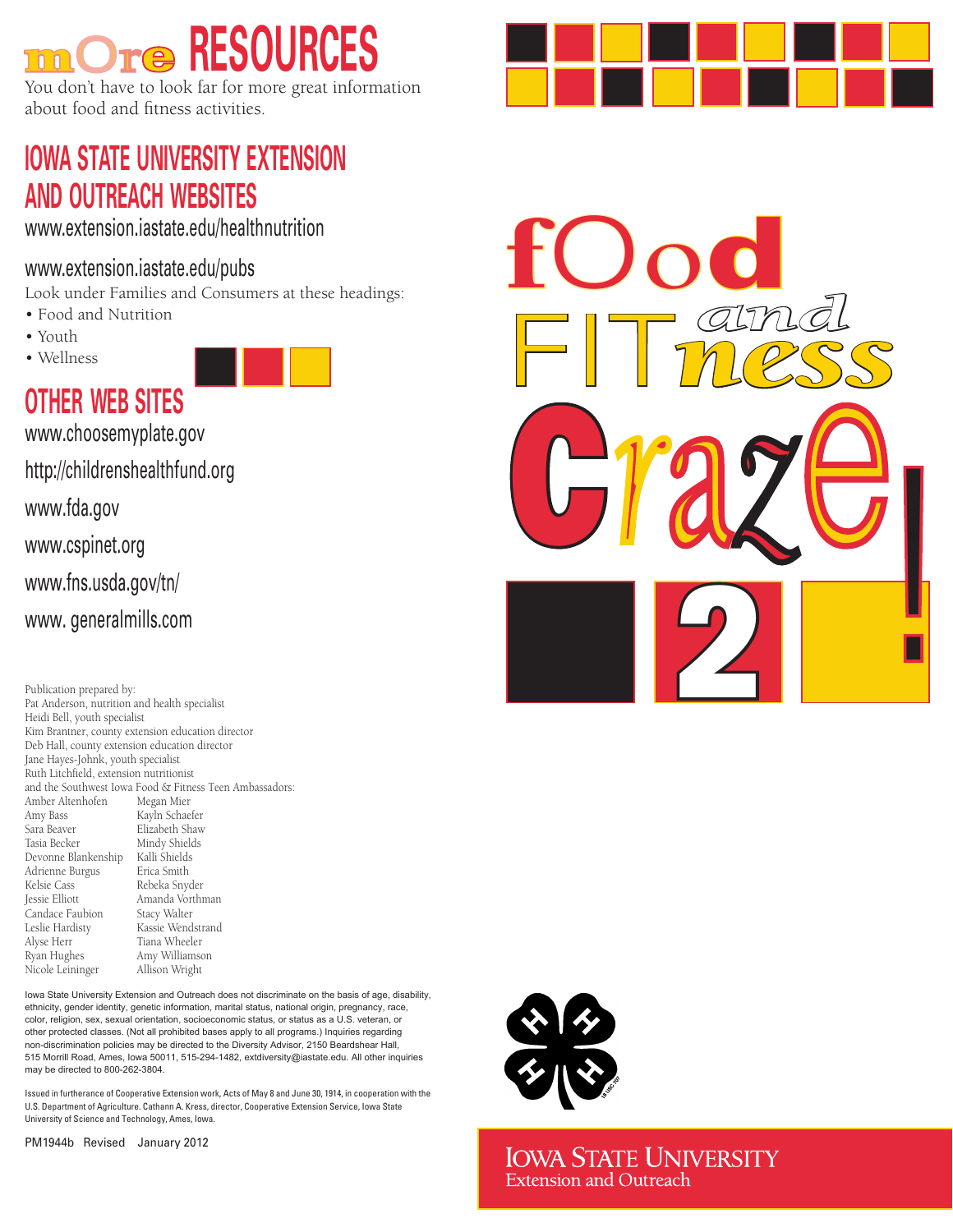# mOre RESOURCES

You don't have to look far for more great information about food and fitness activities.

## IOWA STATE UNIVERSITY EXTENSION AND OUTREACH WEBSITES

www.extension.iastate.edu/healthnutrition

www.extension.iastate.edu/pubs

Look under Families and Consumers at these headings:

- Food and Nutrition
- Youth
- Wellness

## OTHER WEB SITES

www.choosemyplate.gov

http://childrenshealthfund.org

www.fda.gov

www.cspinet.org

www.fns.usda.gov/tn/

www. generalmills.com

Publication prepared by:
Pat Anderson, nutrition and health specialist
Heidi Bell, youth specialist
Kim Brantner, county extension education director
Deb Hall, county extension education director
Jane Hayes-Johnk, youth specialist
Ruth Litchfield, extension nutritionist
and the Southwest Iowa Food & Fitness Teen Ambassadors:

| | |
|---|---|
| Amber Altenhofen | Megan Mier |
| Amy Bass | Kayln Schaefer |
| Sara Beaver | Elizabeth Shaw |
| Tasia Becker | Mindy Shields |
| Devonne Blankenship | Kalli Shields |
| Adrienne Burgus | Erica Smith |
| Kelsie Cass | Rebeka Snyder |
| Jessie Elliott | Amanda Vorthman |
| Candace Faubion | Stacy Walter |
| Leslie Hardisty | Kassie Wendstrand |
| Alyse Herr | Tiana Wheeler |
| Ryan Hughes | Amy Williamson |
| Nicole Leininger | Allison Wright |

Iowa State University Extension and Outreach does not discriminate on the basis of age, disability, ethnicity, gender identity, genetic information, marital status, national origin, pregnancy, race, color, religion, sex, sexual orientation, socioeconomic status, or status as a U.S. veteran, or other protected classes. (Not all prohibited bases apply to all programs.) Inquiries regarding non-discrimination policies may be directed to the Diversity Advisor, 2150 Beardshear Hall, 515 Morrill Road, Ames, Iowa 50011, 515-294-1482, extdiversity@iastate.edu. All other inquiries may be directed to 800-262-3804.

Issued in furtherance of Cooperative Extension work, Acts of May 8 and June 30, 1914, in cooperation with the U.S. Department of Agriculture. Cathann A. Kress, director, Cooperative Extension Service, Iowa State University of Science and Technology, Ames, Iowa.

PM1944b Revised January 2012

# fOod and FITness Craze 2!

IOWA STATE UNIVERSITY
Extension and Outreach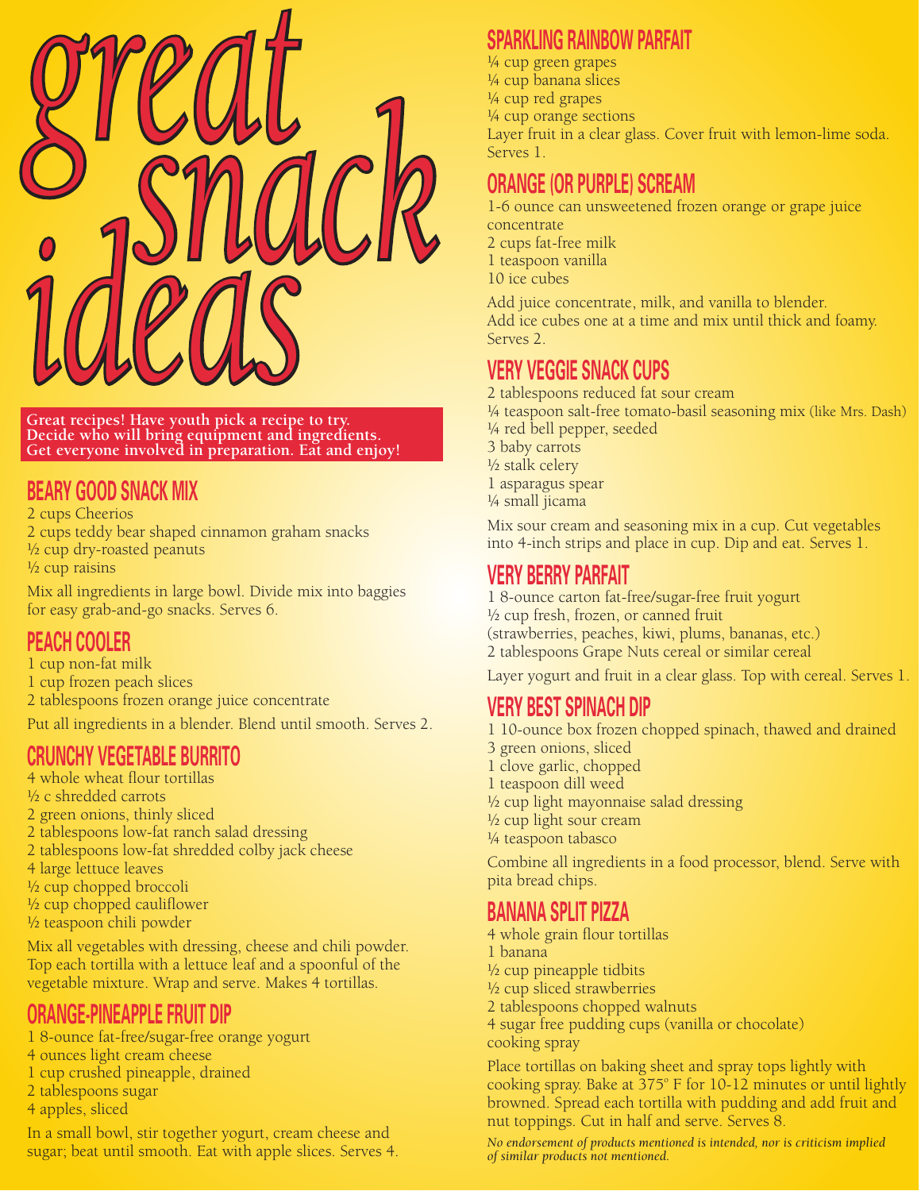# great snack ideas

**Great recipes! Have youth pick a recipe to try. Decide who will bring equipment and ingredients. Get everyone involved in preparation. Eat and enjoy!**

## BEARY GOOD SNACK MIX

2 cups Cheerios
2 cups teddy bear shaped cinnamon graham snacks
½ cup dry-roasted peanuts
½ cup raisins

Mix all ingredients in large bowl. Divide mix into baggies for easy grab-and-go snacks. Serves 6.

## PEACH COOLER

1 cup non-fat milk
1 cup frozen peach slices
2 tablespoons frozen orange juice concentrate

Put all ingredients in a blender. Blend until smooth. Serves 2.

## CRUNCHY VEGETABLE BURRITO

4 whole wheat flour tortillas
½ c shredded carrots
2 green onions, thinly sliced
2 tablespoons low-fat ranch salad dressing
2 tablespoons low-fat shredded colby jack cheese
4 large lettuce leaves
½ cup chopped broccoli
½ cup chopped cauliflower
½ teaspoon chili powder

Mix all vegetables with dressing, cheese and chili powder. Top each tortilla with a lettuce leaf and a spoonful of the vegetable mixture. Wrap and serve. Makes 4 tortillas.

## ORANGE-PINEAPPLE FRUIT DIP

1 8-ounce fat-free/sugar-free orange yogurt
4 ounces light cream cheese
1 cup crushed pineapple, drained
2 tablespoons sugar
4 apples, sliced

In a small bowl, stir together yogurt, cream cheese and sugar; beat until smooth. Eat with apple slices. Serves 4.

## SPARKLING RAINBOW PARFAIT

¼ cup green grapes
¼ cup banana slices
¼ cup red grapes
¼ cup orange sections
Layer fruit in a clear glass. Cover fruit with lemon-lime soda. Serves 1.

## ORANGE (OR PURPLE) SCREAM

1-6 ounce can unsweetened frozen orange or grape juice concentrate
2 cups fat-free milk
1 teaspoon vanilla
10 ice cubes

Add juice concentrate, milk, and vanilla to blender. Add ice cubes one at a time and mix until thick and foamy. Serves 2.

## VERY VEGGIE SNACK CUPS

2 tablespoons reduced fat sour cream
¼ teaspoon salt-free tomato-basil seasoning mix (like Mrs. Dash)
¼ red bell pepper, seeded
3 baby carrots
½ stalk celery
1 asparagus spear
¼ small jicama

Mix sour cream and seasoning mix in a cup. Cut vegetables into 4-inch strips and place in cup. Dip and eat. Serves 1.

## VERY BERRY PARFAIT

1 8-ounce carton fat-free/sugar-free fruit yogurt
½ cup fresh, frozen, or canned fruit
(strawberries, peaches, kiwi, plums, bananas, etc.)
2 tablespoons Grape Nuts cereal or similar cereal

Layer yogurt and fruit in a clear glass. Top with cereal. Serves 1.

## VERY BEST SPINACH DIP

1 10-ounce box frozen chopped spinach, thawed and drained
3 green onions, sliced
1 clove garlic, chopped
1 teaspoon dill weed
½ cup light mayonnaise salad dressing
½ cup light sour cream
¼ teaspoon tabasco

Combine all ingredients in a food processor, blend. Serve with pita bread chips.

## BANANA SPLIT PIZZA

4 whole grain flour tortillas
1 banana
½ cup pineapple tidbits
½ cup sliced strawberries
2 tablespoons chopped walnuts
4 sugar free pudding cups (vanilla or chocolate)
cooking spray

Place tortillas on baking sheet and spray tops lightly with cooking spray. Bake at 375° F for 10-12 minutes or until lightly browned. Spread each tortilla with pudding and add fruit and nut toppings. Cut in half and serve. Serves 8.

*No endorsement of products mentioned is intended, nor is criticism implied of similar products not mentioned.*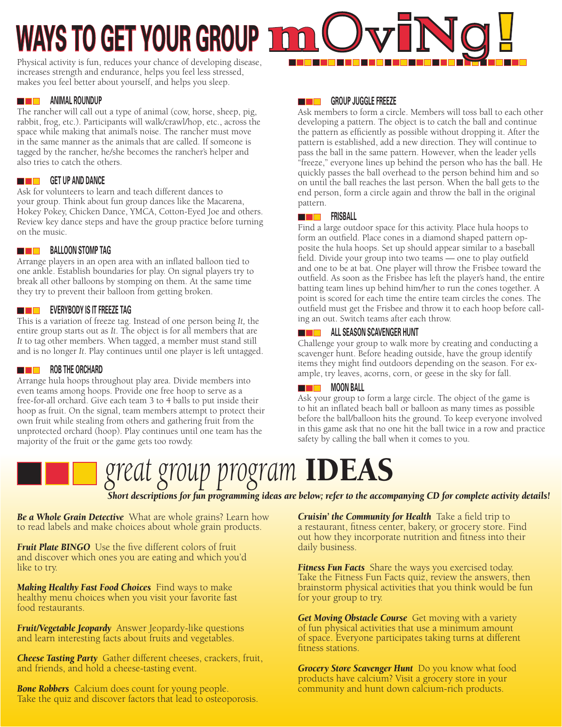# WAYS TO GET YOUR GROUP mOviNg!

Physical activity is fun, reduces your chance of developing disease, increases strength and endurance, helps you feel less stressed, makes you feel better about yourself, and helps you sleep.

### ANIMAL ROUNDUP

The rancher will call out a type of animal (cow, horse, sheep, pig, rabbit, frog, etc.). Participants will walk/crawl/hop, etc., across the space while making that animal's noise. The rancher must move in the same manner as the animals that are called. If someone is tagged by the rancher, he/she becomes the rancher's helper and also tries to catch the others.

### GET UP AND DANCE

Ask for volunteers to learn and teach different dances to your group. Think about fun group dances like the Macarena, Hokey Pokey, Chicken Dance, YMCA, Cotton-Eyed Joe and others. Review key dance steps and have the group practice before turning on the music.

### BALLOON STOMP TAG

Arrange players in an open area with an inflated balloon tied to one ankle. Establish boundaries for play. On signal players try to break all other balloons by stomping on them. At the same time they try to prevent their balloon from getting broken.

### EVERYBODY IS IT FREEZE TAG

This is a variation of freeze tag. Instead of one person being *It,* the entire group starts out as *It*. The object is for all members that are *It* to tag other members. When tagged, a member must stand still and is no longer *It*. Play continues until one player is left untagged.

### ROB THE ORCHARD

Arrange hula hoops throughout play area. Divide members into even teams among hoops. Provide one free hoop to serve as a free-for-all orchard. Give each team 3 to 4 balls to put inside their hoop as fruit. On the signal, team members attempt to protect their own fruit while stealing from others and gathering fruit from the unprotected orchard (hoop). Play continues until one team has the majority of the fruit or the game gets too rowdy.

### GROUP JUGGLE FREEZE

Ask members to form a circle. Members will toss ball to each other developing a pattern. The object is to catch the ball and continue the pattern as efficiently as possible without dropping it. After the pattern is established, add a new direction. They will continue to pass the ball in the same pattern. However, when the leader yells "freeze," everyone lines up behind the person who has the ball. He quickly passes the ball overhead to the person behind him and so on until the ball reaches the last person. When the ball gets to the end person, form a circle again and throw the ball in the original pattern.

### FRISBALL

Find a large outdoor space for this activity. Place hula hoops to form an outfield. Place cones in a diamond shaped pattern opposite the hula hoops. Set up should appear similar to a baseball field. Divide your group into two teams — one to play outfield and one to be at bat. One player will throw the Frisbee toward the outfield. As soon as the Frisbee has left the player's hand, the entire batting team lines up behind him/her to run the cones together. A point is scored for each time the entire team circles the cones. The outfield must get the Frisbee and throw it to each hoop before calling an out. Switch teams after each throw.

### ALL SEASON SCAVENGER HUNT

Challenge your group to walk more by creating and conducting a scavenger hunt. Before heading outside, have the group identify items they might find outdoors depending on the season. For example, try leaves, acorns, corn, or geese in the sky for fall.

### MOON BALL

Ask your group to form a large circle. The object of the game is to hit an inflated beach ball or balloon as many times as possible before the ball/balloon hits the ground. To keep everyone involved in this game ask that no one hit the ball twice in a row and practice safety by calling the ball when it comes to you.

## *great group program* IDEAS

***Short descriptions for fun programming ideas are below; refer to the accompanying CD for complete activity details!***

***Be a Whole Grain Detective*** What are whole grains? Learn how to read labels and make choices about whole grain products.

***Fruit Plate BINGO*** Use the five different colors of fruit and discover which ones you are eating and which you'd like to try.

***Making Healthy Fast Food Choices*** Find ways to make healthy menu choices when you visit your favorite fast food restaurants.

***Fruit/Vegetable Jeopardy*** Answer Jeopardy-like questions and learn interesting facts about fruits and vegetables.

***Cheese Tasting Party*** Gather different cheeses, crackers, fruit, and friends, and hold a cheese-tasting event.

***Bone Robbers*** Calcium does count for young people. Take the quiz and discover factors that lead to osteoporosis.

***Cruisin' the Community for Health*** Take a field trip to a restaurant, fitness center, bakery, or grocery store. Find out how they incorporate nutrition and fitness into their daily business.

***Fitness Fun Facts*** Share the ways you exercised today. Take the Fitness Fun Facts quiz, review the answers, then brainstorm physical activities that you think would be fun for your group to try.

***Get Moving Obstacle Course*** Get moving with a variety of fun physical activities that use a minimum amount of space. Everyone participates taking turns at different fitness stations.

***Grocery Store Scavenger Hunt*** Do you know what food products have calcium? Visit a grocery store in your community and hunt down calcium-rich products.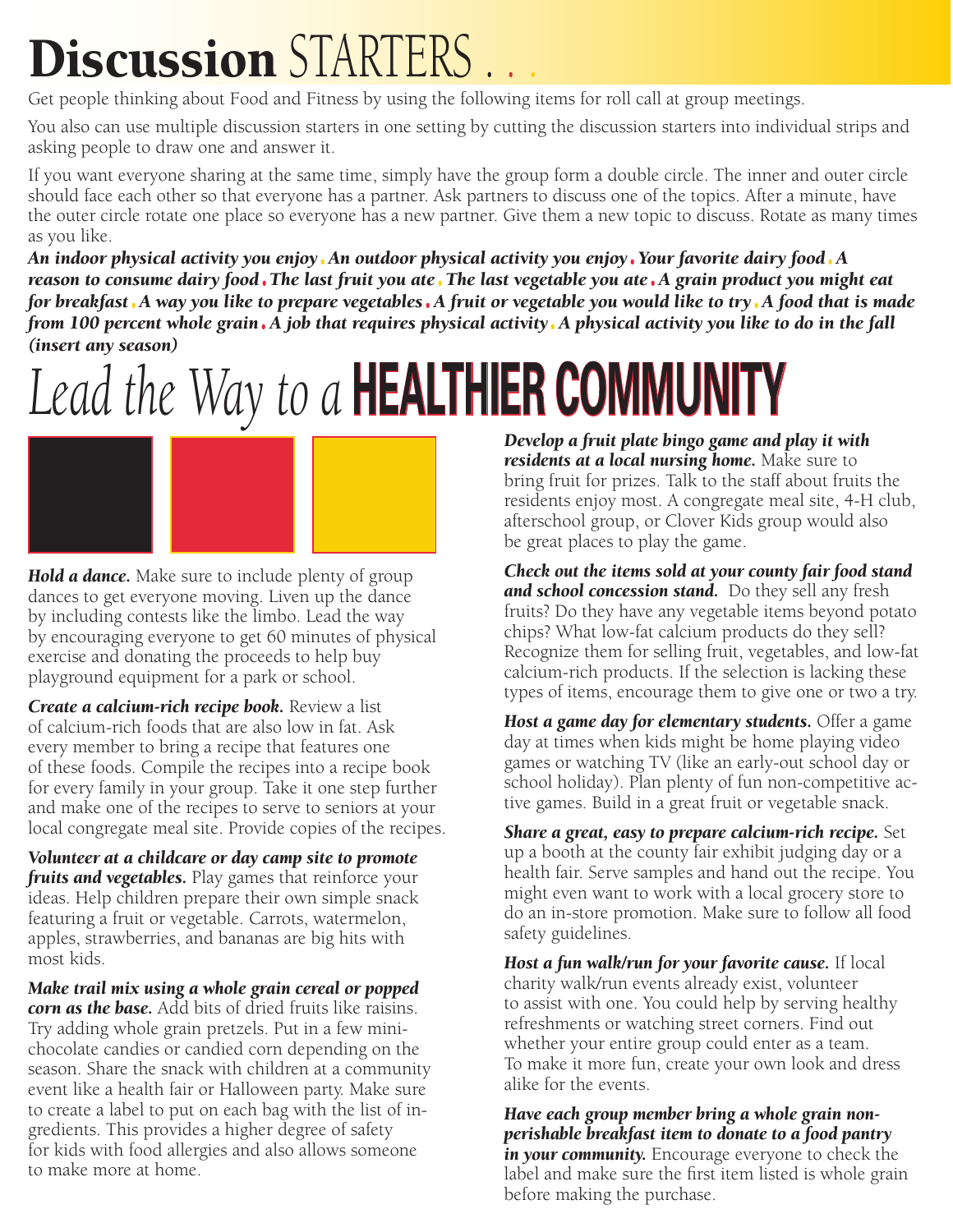# **Discussion** STARTERS . . .

Get people thinking about Food and Fitness by using the following items for roll call at group meetings.

You also can use multiple discussion starters in one setting by cutting the discussion starters into individual strips and asking people to draw one and answer it.

If you want everyone sharing at the same time, simply have the group form a double circle. The inner and outer circle should face each other so that everyone has a partner. Ask partners to discuss one of the topics. After a minute, have the outer circle rotate one place so everyone has a new partner. Give them a new topic to discuss. Rotate as many times as you like.

***An indoor physical activity you enjoy . An outdoor physical activity you enjoy . Your favorite dairy food . A reason to consume dairy food . The last fruit you ate . The last vegetable you ate . A grain product you might eat for breakfast . A way you like to prepare vegetables . A fruit or vegetable you would like to try . A food that is made from 100 percent whole grain . A job that requires physical activity . A physical activity you like to do in the fall (insert any season)***

# *Lead the Way to a* **HEALTHIER COMMUNITY**

***Hold a dance.*** Make sure to include plenty of group dances to get everyone moving. Liven up the dance by including contests like the limbo. Lead the way by encouraging everyone to get 60 minutes of physical exercise and donating the proceeds to help buy playground equipment for a park or school.

***Create a calcium-rich recipe book.*** Review a list of calcium-rich foods that are also low in fat. Ask every member to bring a recipe that features one of these foods. Compile the recipes into a recipe book for every family in your group. Take it one step further and make one of the recipes to serve to seniors at your local congregate meal site. Provide copies of the recipes.

***Volunteer at a childcare or day camp site to promote fruits and vegetables.*** Play games that reinforce your ideas. Help children prepare their own simple snack featuring a fruit or vegetable. Carrots, watermelon, apples, strawberries, and bananas are big hits with most kids.

***Make trail mix using a whole grain cereal or popped corn as the base.*** Add bits of dried fruits like raisins. Try adding whole grain pretzels. Put in a few mini-chocolate candies or candied corn depending on the season. Share the snack with children at a community event like a health fair or Halloween party. Make sure to create a label to put on each bag with the list of ingredients. This provides a higher degree of safety for kids with food allergies and also allows someone to make more at home.

***Develop a fruit plate bingo game and play it with residents at a local nursing home.*** Make sure to bring fruit for prizes. Talk to the staff about fruits the residents enjoy most. A congregate meal site, 4-H club, afterschool group, or Clover Kids group would also be great places to play the game.

***Check out the items sold at your county fair food stand and school concession stand.*** Do they sell any fresh fruits? Do they have any vegetable items beyond potato chips? What low-fat calcium products do they sell? Recognize them for selling fruit, vegetables, and low-fat calcium-rich products. If the selection is lacking these types of items, encourage them to give one or two a try.

***Host a game day for elementary students.*** Offer a game day at times when kids might be home playing video games or watching TV (like an early-out school day or school holiday). Plan plenty of fun non-competitive active games. Build in a great fruit or vegetable snack.

***Share a great, easy to prepare calcium-rich recipe.*** Set up a booth at the county fair exhibit judging day or a health fair. Serve samples and hand out the recipe. You might even want to work with a local grocery store to do an in-store promotion. Make sure to follow all food safety guidelines.

***Host a fun walk/run for your favorite cause.*** If local charity walk/run events already exist, volunteer to assist with one. You could help by serving healthy refreshments or watching street corners. Find out whether your entire group could enter as a team. To make it more fun, create your own look and dress alike for the events.

***Have each group member bring a whole grain non-perishable breakfast item to donate to a food pantry in your community.*** Encourage everyone to check the label and make sure the first item listed is whole grain before making the purchase.